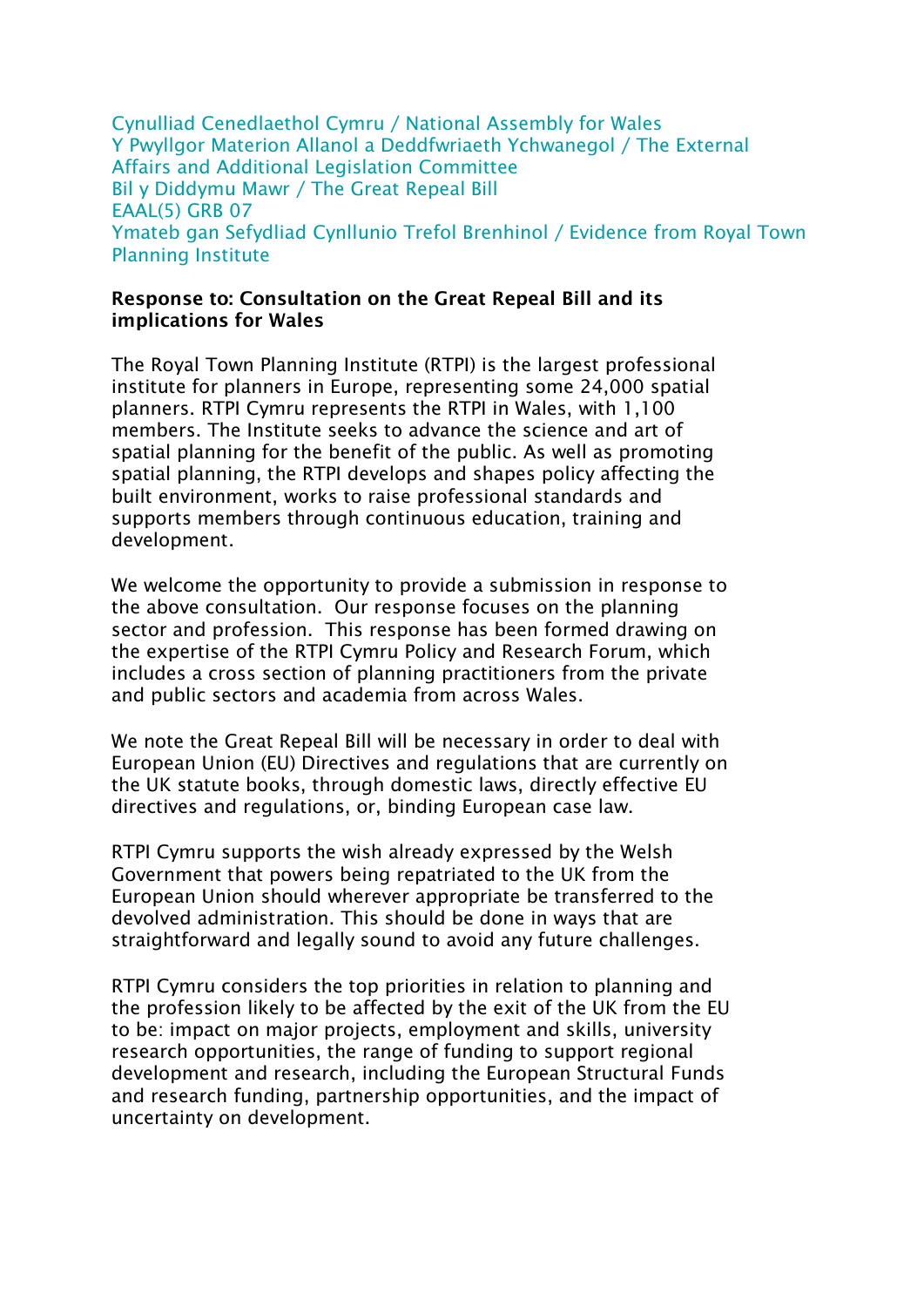Cynulliad Cenedlaethol Cymru / National Assembly for Wales
Y Pwyllgor Materion Allanol a Deddfwriaeth Ychwanegol / The External Affairs and Additional Legislation Committee
Bil y Diddymu Mawr / The Great Repeal Bill
EAAL(5) GRB 07
Ymateb gan Sefydliad Cynllunio Trefol Brenhinol / Evidence from Royal Town Planning Institute

**Response to: Consultation on the Great Repeal Bill and its implications for Wales**

The Royal Town Planning Institute (RTPI) is the largest professional institute for planners in Europe, representing some 24,000 spatial planners. RTPI Cymru represents the RTPI in Wales, with 1,100 members. The Institute seeks to advance the science and art of spatial planning for the benefit of the public. As well as promoting spatial planning, the RTPI develops and shapes policy affecting the built environment, works to raise professional standards and supports members through continuous education, training and development.

We welcome the opportunity to provide a submission in response to the above consultation. Our response focuses on the planning sector and profession. This response has been formed drawing on the expertise of the RTPI Cymru Policy and Research Forum, which includes a cross section of planning practitioners from the private and public sectors and academia from across Wales.

We note the Great Repeal Bill will be necessary in order to deal with European Union (EU) Directives and regulations that are currently on the UK statute books, through domestic laws, directly effective EU directives and regulations, or, binding European case law.

RTPI Cymru supports the wish already expressed by the Welsh Government that powers being repatriated to the UK from the European Union should wherever appropriate be transferred to the devolved administration. This should be done in ways that are straightforward and legally sound to avoid any future challenges.

RTPI Cymru considers the top priorities in relation to planning and the profession likely to be affected by the exit of the UK from the EU to be: impact on major projects, employment and skills, university research opportunities, the range of funding to support regional development and research, including the European Structural Funds and research funding, partnership opportunities, and the impact of uncertainty on development.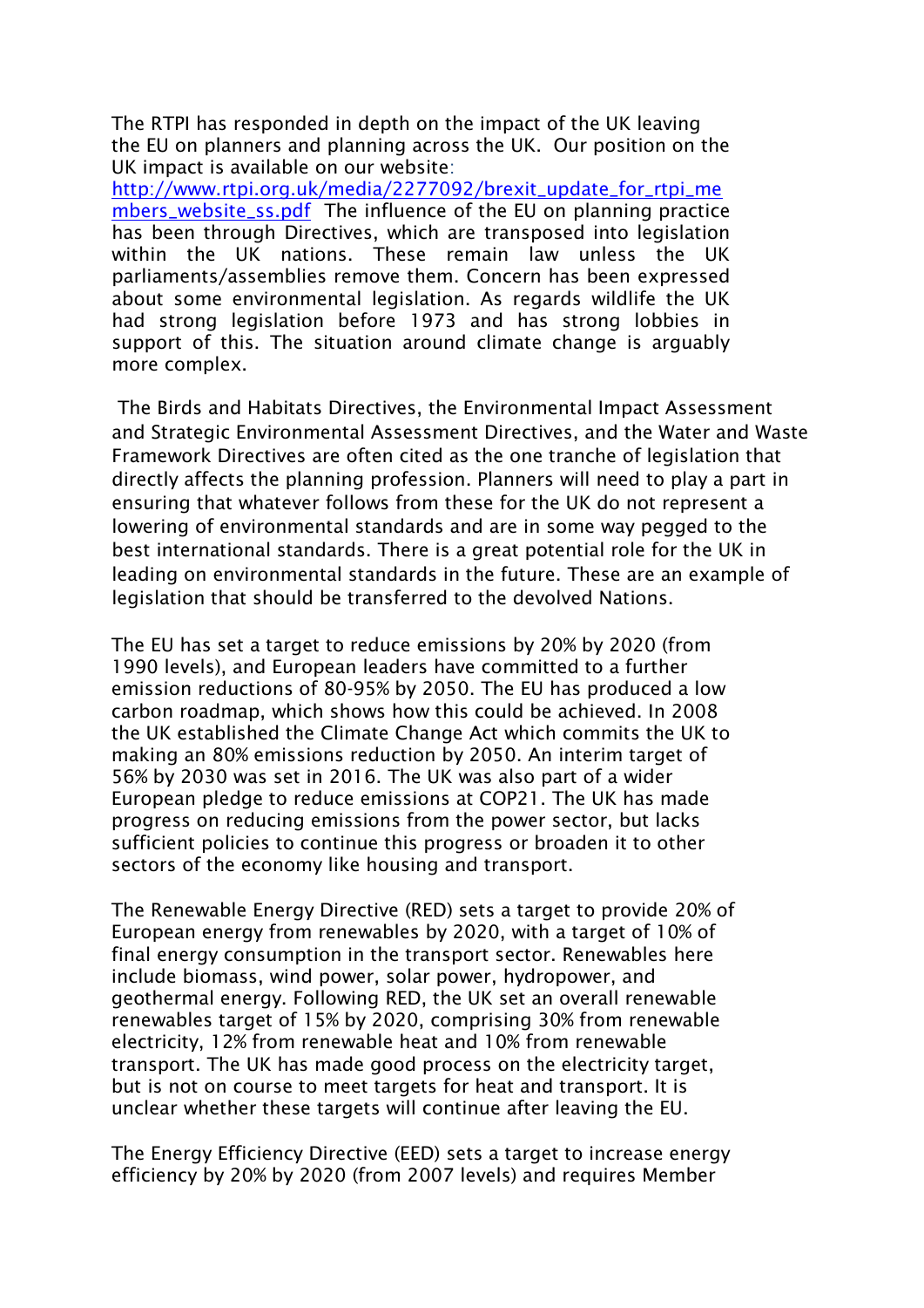The RTPI has responded in depth on the impact of the UK leaving the EU on planners and planning across the UK. Our position on the UK impact is available on our website: [http://www.rtpi.org.uk/media/2277092/brexit_update_for_rtpi_members_website_ss.pdf](http://www.rtpi.org.uk/media/2277092/brexit_update_for_rtpi_members_website_ss.pdf) The influence of the EU on planning practice has been through Directives, which are transposed into legislation within the UK nations. These remain law unless the UK parliaments/assemblies remove them. Concern has been expressed about some environmental legislation. As regards wildlife the UK had strong legislation before 1973 and has strong lobbies in support of this. The situation around climate change is arguably more complex.

The Birds and Habitats Directives, the Environmental Impact Assessment and Strategic Environmental Assessment Directives, and the Water and Waste Framework Directives are often cited as the one tranche of legislation that directly affects the planning profession. Planners will need to play a part in ensuring that whatever follows from these for the UK do not represent a lowering of environmental standards and are in some way pegged to the best international standards. There is a great potential role for the UK in leading on environmental standards in the future. These are an example of legislation that should be transferred to the devolved Nations.

The EU has set a target to reduce emissions by 20% by 2020 (from 1990 levels), and European leaders have committed to a further emission reductions of 80-95% by 2050. The EU has produced a low carbon roadmap, which shows how this could be achieved. In 2008 the UK established the Climate Change Act which commits the UK to making an 80% emissions reduction by 2050. An interim target of 56% by 2030 was set in 2016. The UK was also part of a wider European pledge to reduce emissions at COP21. The UK has made progress on reducing emissions from the power sector, but lacks sufficient policies to continue this progress or broaden it to other sectors of the economy like housing and transport.

The Renewable Energy Directive (RED) sets a target to provide 20% of European energy from renewables by 2020, with a target of 10% of final energy consumption in the transport sector. Renewables here include biomass, wind power, solar power, hydropower, and geothermal energy. Following RED, the UK set an overall renewable renewables target of 15% by 2020, comprising 30% from renewable electricity, 12% from renewable heat and 10% from renewable transport. The UK has made good process on the electricity target, but is not on course to meet targets for heat and transport. It is unclear whether these targets will continue after leaving the EU.

The Energy Efficiency Directive (EED) sets a target to increase energy efficiency by 20% by 2020 (from 2007 levels) and requires Member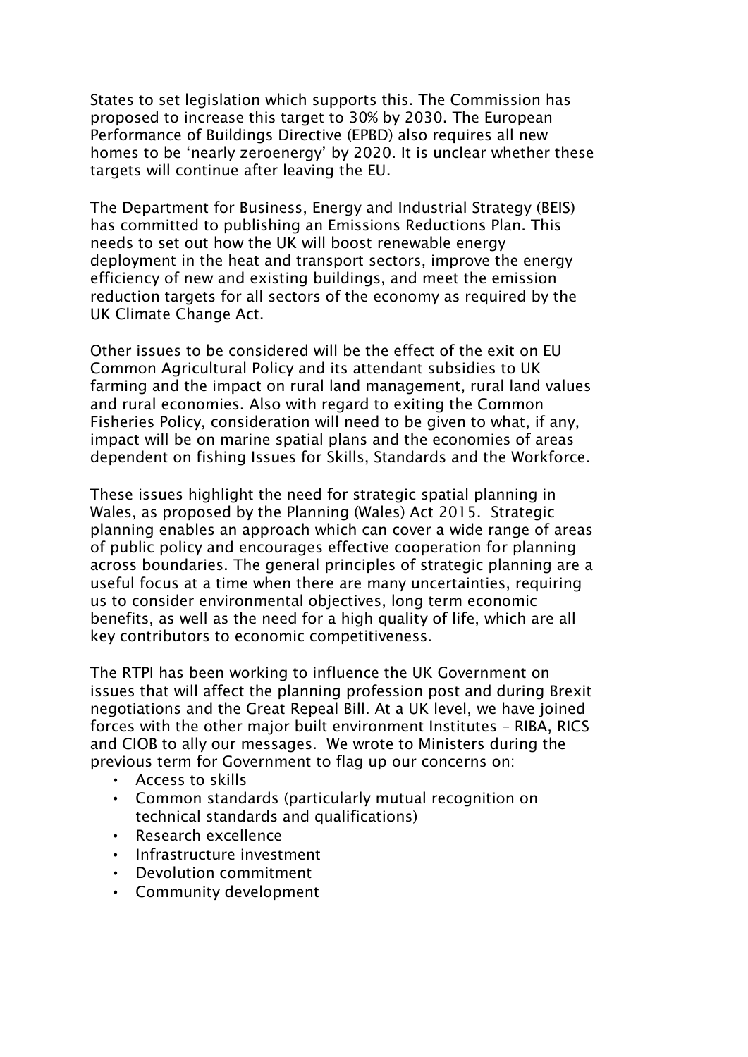States to set legislation which supports this. The Commission has proposed to increase this target to 30% by 2030. The European Performance of Buildings Directive (EPBD) also requires all new homes to be 'nearly zeroenergy' by 2020. It is unclear whether these targets will continue after leaving the EU.

The Department for Business, Energy and Industrial Strategy (BEIS) has committed to publishing an Emissions Reductions Plan. This needs to set out how the UK will boost renewable energy deployment in the heat and transport sectors, improve the energy efficiency of new and existing buildings, and meet the emission reduction targets for all sectors of the economy as required by the UK Climate Change Act.

Other issues to be considered will be the effect of the exit on EU Common Agricultural Policy and its attendant subsidies to UK farming and the impact on rural land management, rural land values and rural economies. Also with regard to exiting the Common Fisheries Policy, consideration will need to be given to what, if any, impact will be on marine spatial plans and the economies of areas dependent on fishing Issues for Skills, Standards and the Workforce.

These issues highlight the need for strategic spatial planning in Wales, as proposed by the Planning (Wales) Act 2015. Strategic planning enables an approach which can cover a wide range of areas of public policy and encourages effective cooperation for planning across boundaries. The general principles of strategic planning are a useful focus at a time when there are many uncertainties, requiring us to consider environmental objectives, long term economic benefits, as well as the need for a high quality of life, which are all key contributors to economic competitiveness.

The RTPI has been working to influence the UK Government on issues that will affect the planning profession post and during Brexit negotiations and the Great Repeal Bill. At a UK level, we have joined forces with the other major built environment Institutes – RIBA, RICS and CIOB to ally our messages. We wrote to Ministers during the previous term for Government to flag up our concerns on:

- Access to skills
- Common standards (particularly mutual recognition on technical standards and qualifications)
- Research excellence
- Infrastructure investment
- Devolution commitment
- Community development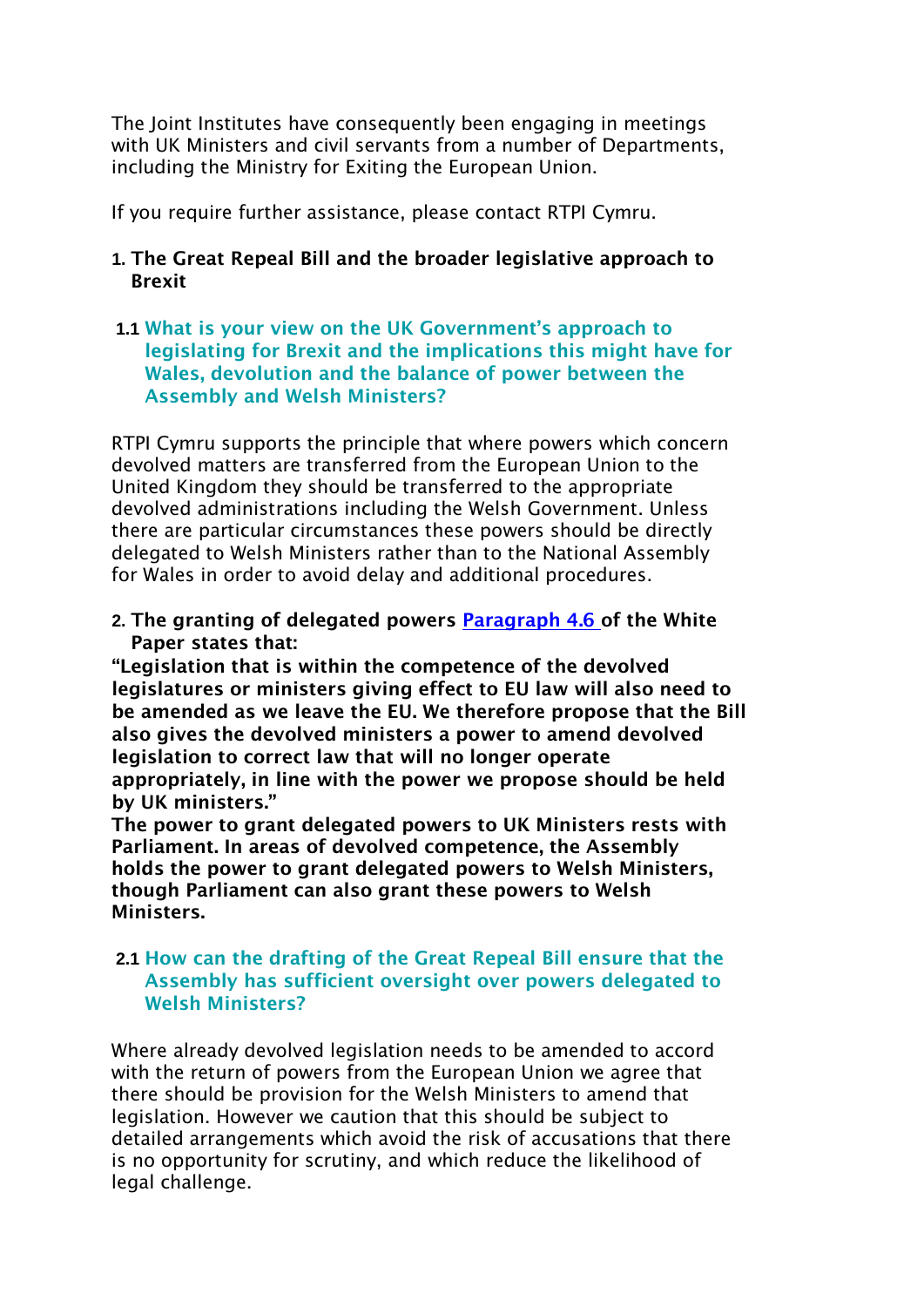The Joint Institutes have consequently been engaging in meetings with UK Ministers and civil servants from a number of Departments, including the Ministry for Exiting the European Union.

If you require further assistance, please contact RTPI Cymru.

1. **The Great Repeal Bill and the broader legislative approach to Brexit**

### 1.1 What is your view on the UK Government's approach to legislating for Brexit and the implications this might have for Wales, devolution and the balance of power between the Assembly and Welsh Ministers?

RTPI Cymru supports the principle that where powers which concern devolved matters are transferred from the European Union to the United Kingdom they should be transferred to the appropriate devolved administrations including the Welsh Government. Unless there are particular circumstances these powers should be directly delegated to Welsh Ministers rather than to the National Assembly for Wales in order to avoid delay and additional procedures.

2. **The granting of delegated powers [Paragraph 4.6](#) of the White Paper states that:**

**"Legislation that is within the competence of the devolved legislatures or ministers giving effect to EU law will also need to be amended as we leave the EU. We therefore propose that the Bill also gives the devolved ministers a power to amend devolved legislation to correct law that will no longer operate appropriately, in line with the power we propose should be held by UK ministers."**

**The power to grant delegated powers to UK Ministers rests with Parliament. In areas of devolved competence, the Assembly holds the power to grant delegated powers to Welsh Ministers, though Parliament can also grant these powers to Welsh Ministers.**

### 2.1 How can the drafting of the Great Repeal Bill ensure that the Assembly has sufficient oversight over powers delegated to Welsh Ministers?

Where already devolved legislation needs to be amended to accord with the return of powers from the European Union we agree that there should be provision for the Welsh Ministers to amend that legislation. However we caution that this should be subject to detailed arrangements which avoid the risk of accusations that there is no opportunity for scrutiny, and which reduce the likelihood of legal challenge.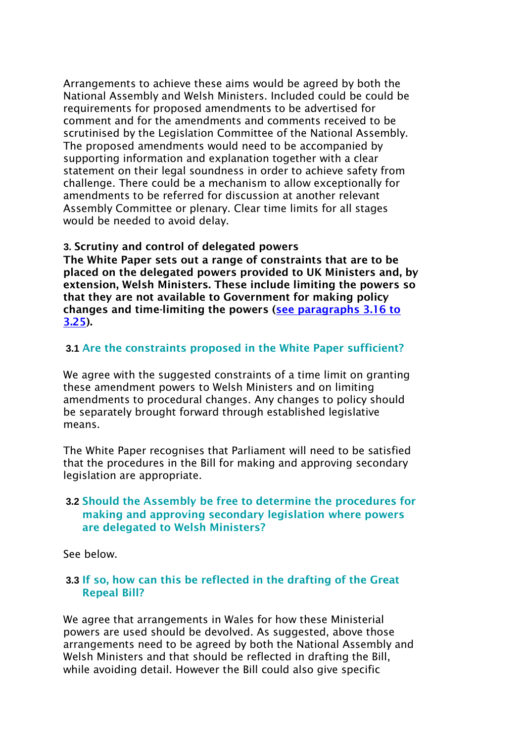Arrangements to achieve these aims would be agreed by both the National Assembly and Welsh Ministers. Included could be could be requirements for proposed amendments to be advertised for comment and for the amendments and comments received to be scrutinised by the Legislation Committee of the National Assembly. The proposed amendments would need to be accompanied by supporting information and explanation together with a clear statement on their legal soundness in order to achieve safety from challenge. There could be a mechanism to allow exceptionally for amendments to be referred for discussion at another relevant Assembly Committee or plenary. Clear time limits for all stages would be needed to avoid delay.

### 3. Scrutiny and control of delegated powers

**The White Paper sets out a range of constraints that are to be placed on the delegated powers provided to UK Ministers and, by extension, Welsh Ministers. These include limiting the powers so that they are not available to Government for making policy changes and time-limiting the powers ([see paragraphs 3.16 to 3.25]()).**

#### 3.1 Are the constraints proposed in the White Paper sufficient?

We agree with the suggested constraints of a time limit on granting these amendment powers to Welsh Ministers and on limiting amendments to procedural changes. Any changes to policy should be separately brought forward through established legislative means.

The White Paper recognises that Parliament will need to be satisfied that the procedures in the Bill for making and approving secondary legislation are appropriate.

#### 3.2 Should the Assembly be free to determine the procedures for making and approving secondary legislation where powers are delegated to Welsh Ministers?

See below.

#### 3.3 If so, how can this be reflected in the drafting of the Great Repeal Bill?

We agree that arrangements in Wales for how these Ministerial powers are used should be devolved. As suggested, above those arrangements need to be agreed by both the National Assembly and Welsh Ministers and that should be reflected in drafting the Bill, while avoiding detail. However the Bill could also give specific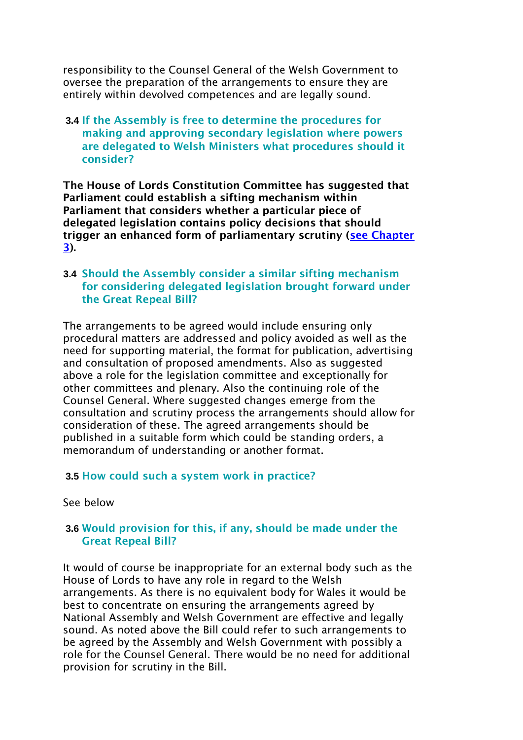responsibility to the Counsel General of the Welsh Government to oversee the preparation of the arrangements to ensure they are entirely within devolved competences and are legally sound.

### 3.4 If the Assembly is free to determine the procedures for making and approving secondary legislation where powers are delegated to Welsh Ministers what procedures should it consider?

**The House of Lords Constitution Committee has suggested that Parliament could establish a sifting mechanism within Parliament that considers whether a particular piece of delegated legislation contains policy decisions that should trigger an enhanced form of parliamentary scrutiny ([see Chapter 3](#)).**

### 3.4 Should the Assembly consider a similar sifting mechanism for considering delegated legislation brought forward under the Great Repeal Bill?

The arrangements to be agreed would include ensuring only procedural matters are addressed and policy avoided as well as the need for supporting material, the format for publication, advertising and consultation of proposed amendments. Also as suggested above a role for the legislation committee and exceptionally for other committees and plenary. Also the continuing role of the Counsel General. Where suggested changes emerge from the consultation and scrutiny process the arrangements should allow for consideration of these. The agreed arrangements should be published in a suitable form which could be standing orders, a memorandum of understanding or another format.

### 3.5 How could such a system work in practice?

See below

### 3.6 Would provision for this, if any, should be made under the Great Repeal Bill?

It would of course be inappropriate for an external body such as the House of Lords to have any role in regard to the Welsh arrangements. As there is no equivalent body for Wales it would be best to concentrate on ensuring the arrangements agreed by National Assembly and Welsh Government are effective and legally sound. As noted above the Bill could refer to such arrangements to be agreed by the Assembly and Welsh Government with possibly a role for the Counsel General. There would be no need for additional provision for scrutiny in the Bill.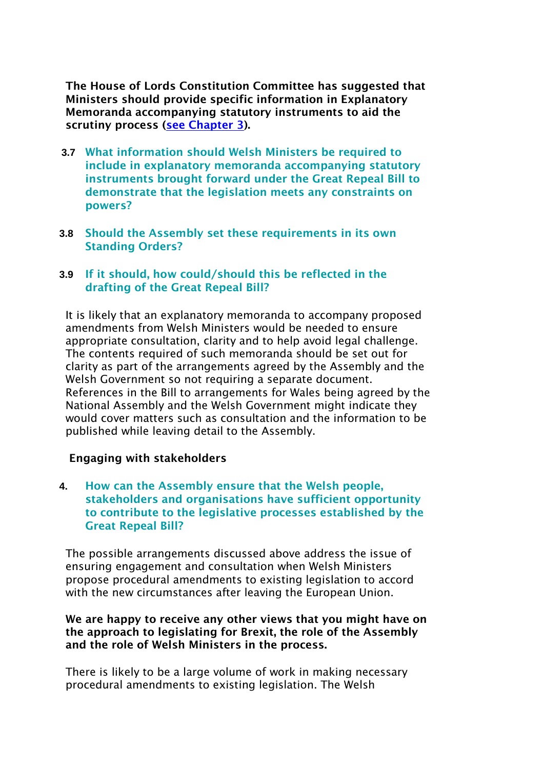**The House of Lords Constitution Committee has suggested that Ministers should provide specific information in Explanatory Memoranda accompanying statutory instruments to aid the scrutiny process ([see Chapter 3](#)).**

**3.7 What information should Welsh Ministers be required to include in explanatory memoranda accompanying statutory instruments brought forward under the Great Repeal Bill to demonstrate that the legislation meets any constraints on powers?**

**3.8 Should the Assembly set these requirements in its own Standing Orders?**

**3.9 If it should, how could/should this be reflected in the drafting of the Great Repeal Bill?**

It is likely that an explanatory memoranda to accompany proposed amendments from Welsh Ministers would be needed to ensure appropriate consultation, clarity and to help avoid legal challenge. The contents required of such memoranda should be set out for clarity as part of the arrangements agreed by the Assembly and the Welsh Government so not requiring a separate document. References in the Bill to arrangements for Wales being agreed by the National Assembly and the Welsh Government might indicate they would cover matters such as consultation and the information to be published while leaving detail to the Assembly.

## Engaging with stakeholders

**4. How can the Assembly ensure that the Welsh people, stakeholders and organisations have sufficient opportunity to contribute to the legislative processes established by the Great Repeal Bill?**

The possible arrangements discussed above address the issue of ensuring engagement and consultation when Welsh Ministers propose procedural amendments to existing legislation to accord with the new circumstances after leaving the European Union.

**We are happy to receive any other views that you might have on the approach to legislating for Brexit, the role of the Assembly and the role of Welsh Ministers in the process.**

There is likely to be a large volume of work in making necessary procedural amendments to existing legislation. The Welsh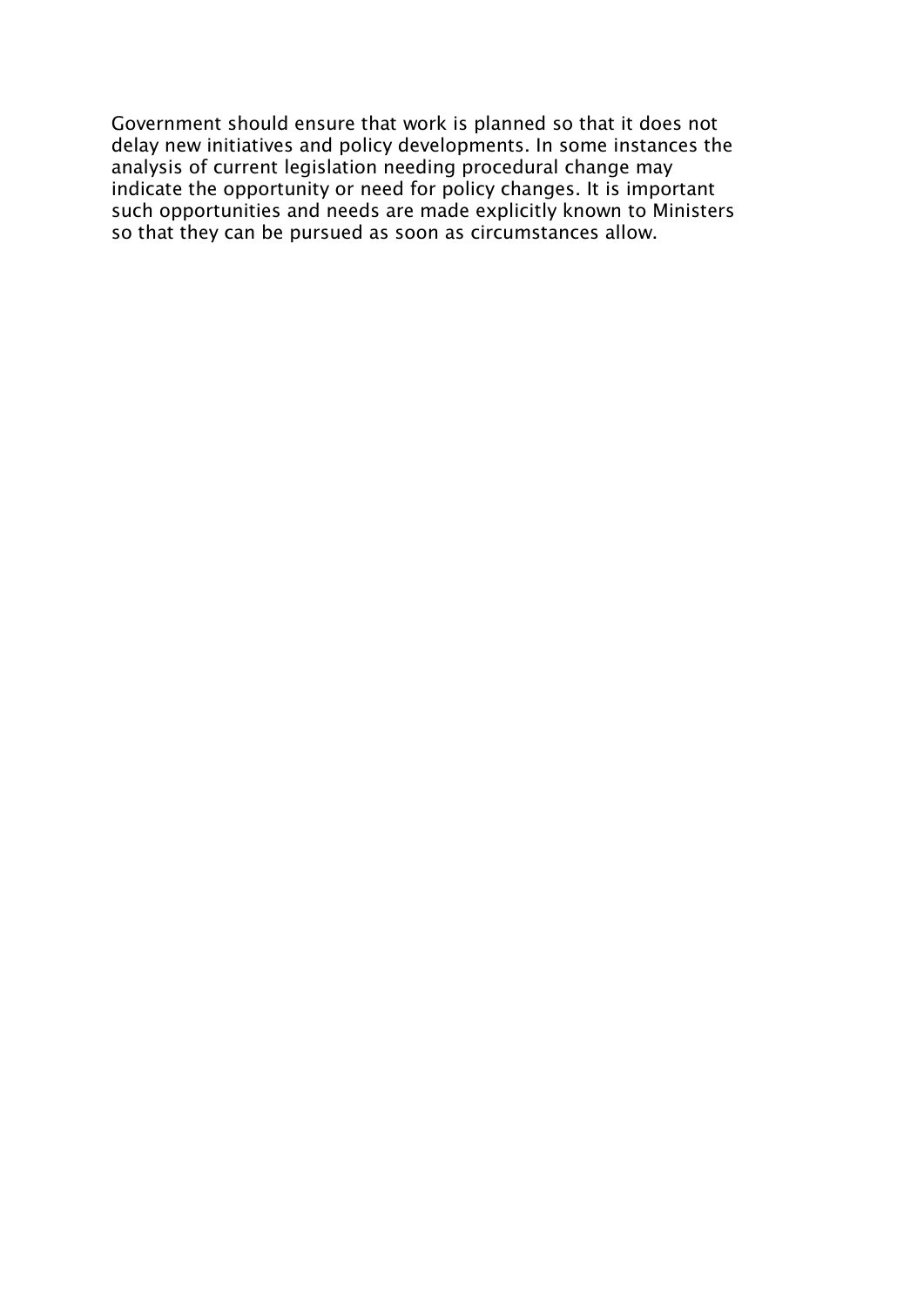Government should ensure that work is planned so that it does not delay new initiatives and policy developments. In some instances the analysis of current legislation needing procedural change may indicate the opportunity or need for policy changes. It is important such opportunities and needs are made explicitly known to Ministers so that they can be pursued as soon as circumstances allow.